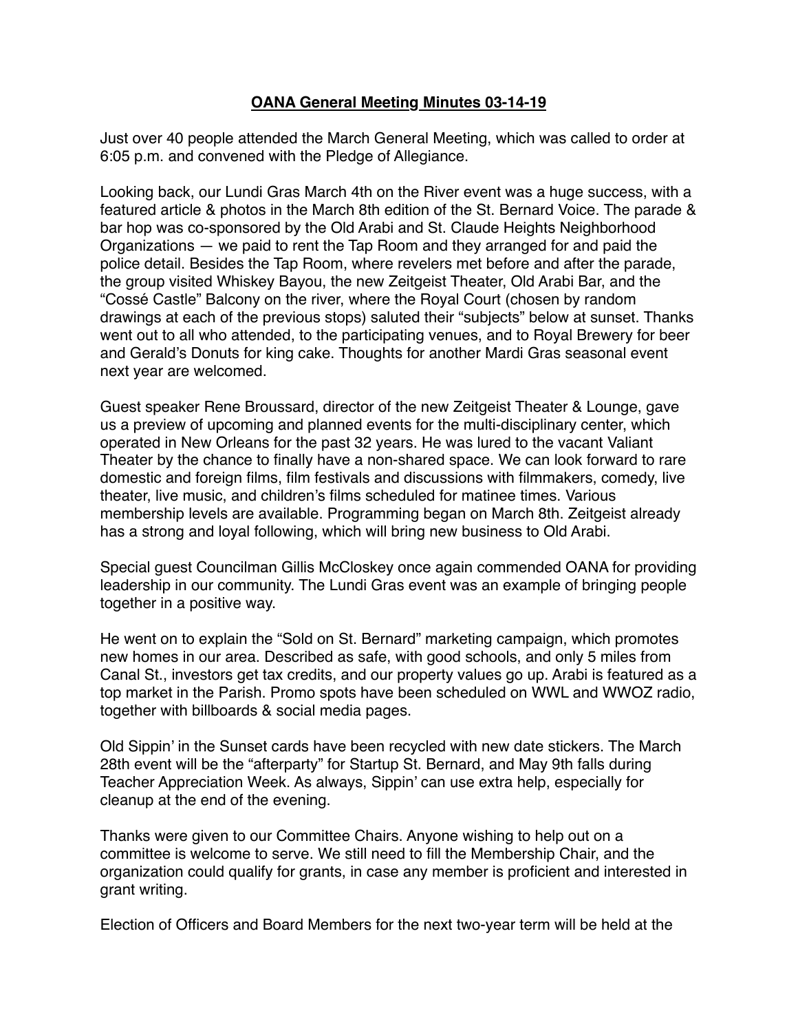# OANA General Meeting Minutes 03-14-19

Just over 40 people attended the March General Meeting, which was called to order at 6:05 p.m. and convened with the Pledge of Allegiance.

Looking back, our Lundi Gras March 4th on the River event was a huge success, with a featured article & photos in the March 8th edition of the St. Bernard Voice. The parade & bar hop was co-sponsored by the Old Arabi and St. Claude Heights Neighborhood Organizations — we paid to rent the Tap Room and they arranged for and paid the police detail. Besides the Tap Room, where revelers met before and after the parade, the group visited Whiskey Bayou, the new Zeitgeist Theater, Old Arabi Bar, and the "Cossé Castle" Balcony on the river, where the Royal Court (chosen by random drawings at each of the previous stops) saluted their "subjects" below at sunset. Thanks went out to all who attended, to the participating venues, and to Royal Brewery for beer and Gerald's Donuts for king cake. Thoughts for another Mardi Gras seasonal event next year are welcomed.

Guest speaker Rene Broussard, director of the new Zeitgeist Theater & Lounge, gave us a preview of upcoming and planned events for the multi-disciplinary center, which operated in New Orleans for the past 32 years. He was lured to the vacant Valiant Theater by the chance to finally have a non-shared space. We can look forward to rare domestic and foreign films, film festivals and discussions with filmmakers, comedy, live theater, live music, and children's films scheduled for matinee times. Various membership levels are available. Programming began on March 8th. Zeitgeist already has a strong and loyal following, which will bring new business to Old Arabi.

Special guest Councilman Gillis McCloskey once again commended OANA for providing leadership in our community. The Lundi Gras event was an example of bringing people together in a positive way.

He went on to explain the "Sold on St. Bernard" marketing campaign, which promotes new homes in our area. Described as safe, with good schools, and only 5 miles from Canal St., investors get tax credits, and our property values go up. Arabi is featured as a top market in the Parish. Promo spots have been scheduled on WWL and WWOZ radio, together with billboards & social media pages.

Old Sippin' in the Sunset cards have been recycled with new date stickers. The March 28th event will be the "afterparty" for Startup St. Bernard, and May 9th falls during Teacher Appreciation Week. As always, Sippin' can use extra help, especially for cleanup at the end of the evening.

Thanks were given to our Committee Chairs. Anyone wishing to help out on a committee is welcome to serve. We still need to fill the Membership Chair, and the organization could qualify for grants, in case any member is proficient and interested in grant writing.

Election of Officers and Board Members for the next two-year term will be held at the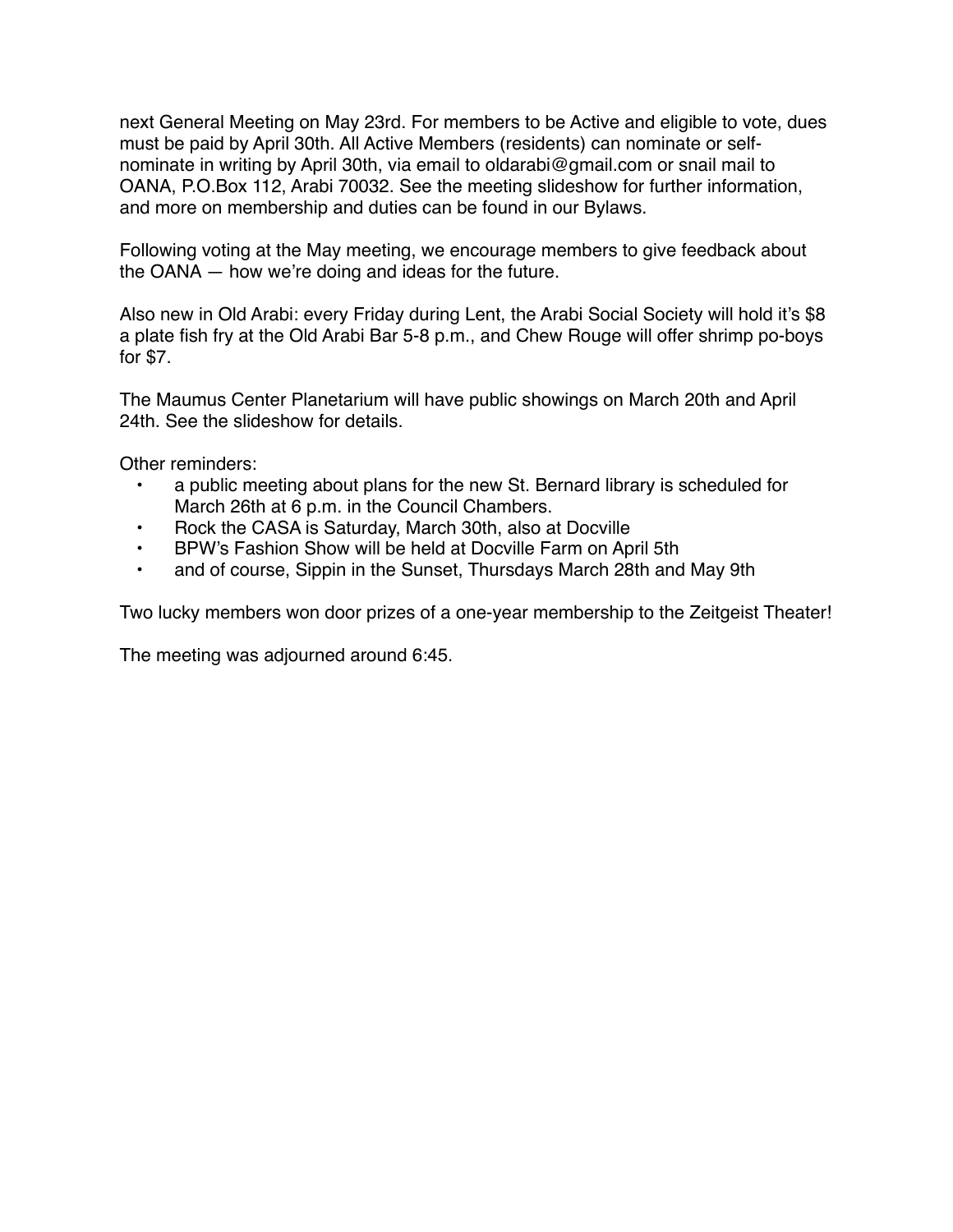next General Meeting on May 23rd. For members to be Active and eligible to vote, dues must be paid by April 30th. All Active Members (residents) can nominate or self-nominate in writing by April 30th, via email to oldarabi@gmail.com or snail mail to OANA, P.O.Box 112, Arabi 70032. See the meeting slideshow for further information, and more on membership and duties can be found in our Bylaws.

Following voting at the May meeting, we encourage members to give feedback about the OANA — how we're doing and ideas for the future.

Also new in Old Arabi: every Friday during Lent, the Arabi Social Society will hold it's $8 a plate fish fry at the Old Arabi Bar 5-8 p.m., and Chew Rouge will offer shrimp po-boys for $7.

The Maumus Center Planetarium will have public showings on March 20th and April 24th. See the slideshow for details.

Other reminders:

- a public meeting about plans for the new St. Bernard library is scheduled for March 26th at 6 p.m. in the Council Chambers.
- Rock the CASA is Saturday, March 30th, also at Docville
- BPW's Fashion Show will be held at Docville Farm on April 5th
- and of course, Sippin in the Sunset, Thursdays March 28th and May 9th

Two lucky members won door prizes of a one-year membership to the Zeitgeist Theater!

The meeting was adjourned around 6:45.